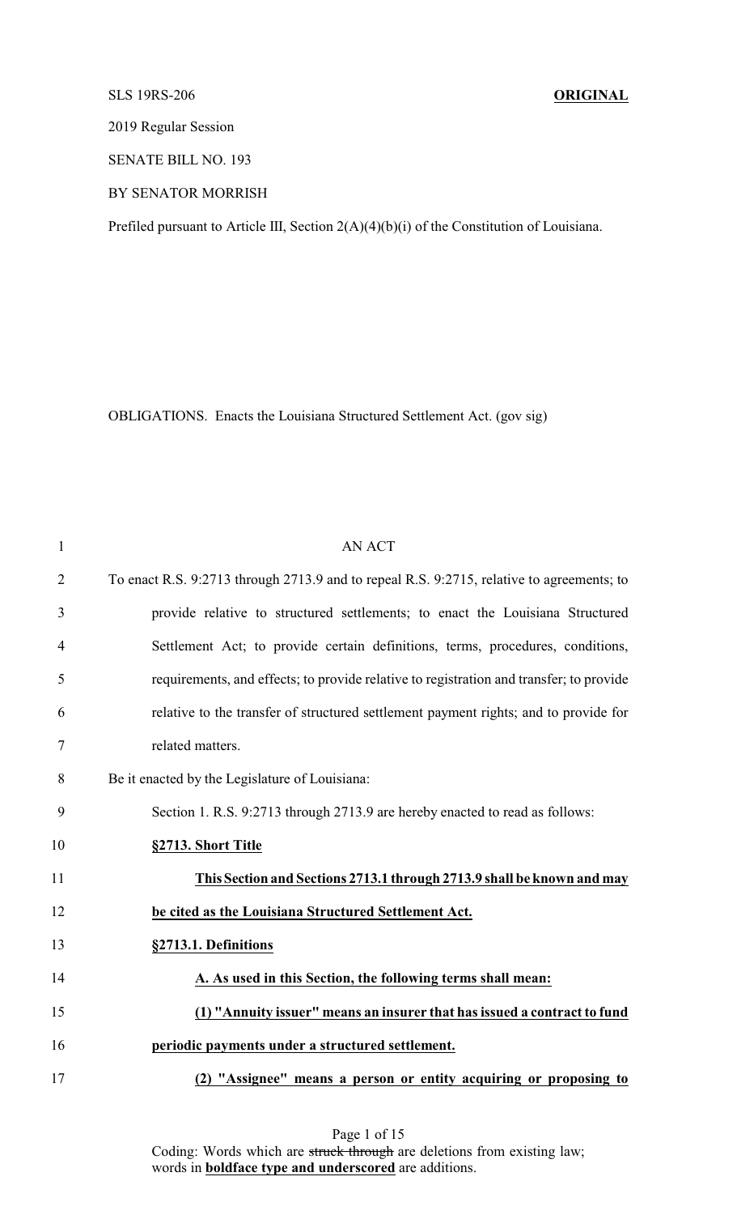SLS 19RS-206 **ORIGINAL**

2019 Regular Session

SENATE BILL NO. 193

BY SENATOR MORRISH

Prefiled pursuant to Article III, Section 2(A)(4)(b)(i) of the Constitution of Louisiana.

OBLIGATIONS. Enacts the Louisiana Structured Settlement Act. (gov sig)

AN ACT

To enact R.S. 9:2713 through 2713.9 and to repeal R.S. 9:2715, relative to agreements; to provide relative to structured settlements; to enact the Louisiana Structured Settlement Act; to provide certain definitions, terms, procedures, conditions, requirements, and effects; to provide relative to registration and transfer; to provide relative to the transfer of structured settlement payment rights; and to provide for related matters.

Be it enacted by the Legislature of Louisiana:

Section 1. R.S. 9:2713 through 2713.9 are hereby enacted to read as follows:

**§2713. Short Title**

**This Section and Sections 2713.1 through 2713.9 shall be known and may be cited as the Louisiana Structured Settlement Act.**

**§2713.1. Definitions**

**A. As used in this Section, the following terms shall mean:**

**(1) "Annuity issuer" means an insurer that has issued a contract to fund periodic payments under a structured settlement.**

**(2) "Assignee" means a person or entity acquiring or proposing to**

Coding: Words which are ~~struck through~~ are deletions from existing law; words in **boldface type and underscored** are additions.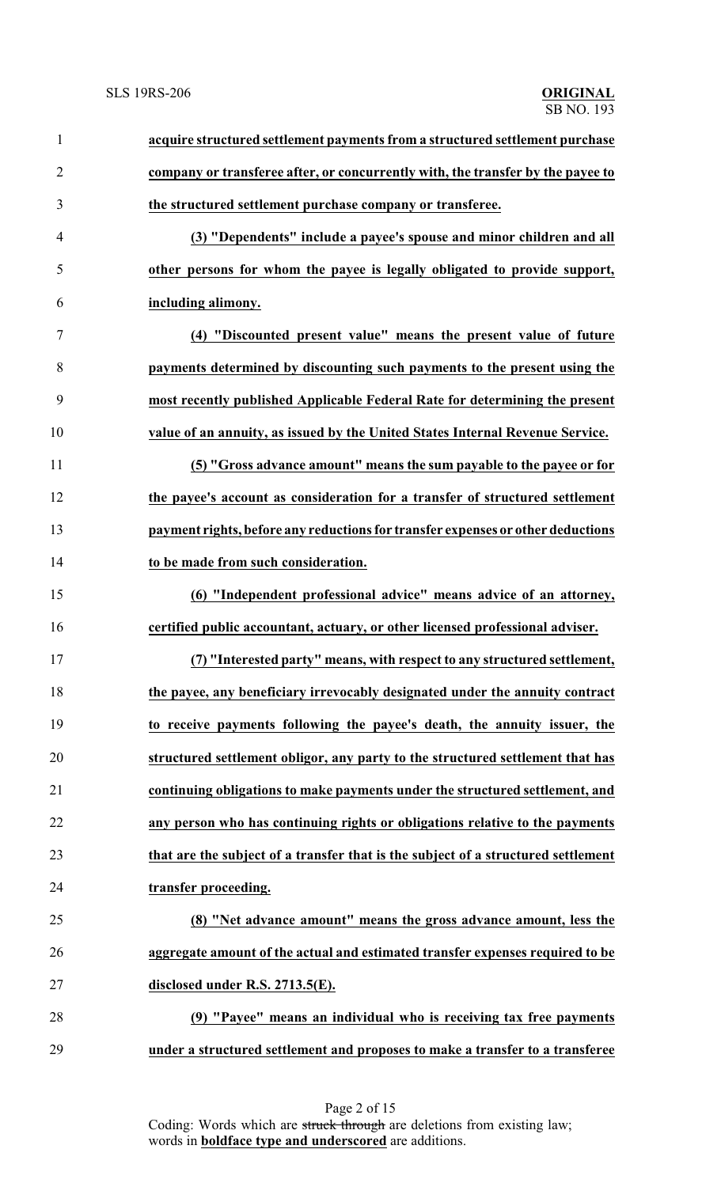**acquire structured settlement payments from a structured settlement purchase company or transferee after, or concurrently with, the transfer by the payee to the structured settlement purchase company or transferee.**

**(3) "Dependents" include a payee's spouse and minor children and all other persons for whom the payee is legally obligated to provide support, including alimony.**

**(4) "Discounted present value" means the present value of future payments determined by discounting such payments to the present using the most recently published Applicable Federal Rate for determining the present value of an annuity, as issued by the United States Internal Revenue Service.**

**(5) "Gross advance amount" means the sum payable to the payee or for the payee's account as consideration for a transfer of structured settlement payment rights, before any reductions for transfer expenses or other deductions to be made from such consideration.**

**(6) "Independent professional advice" means advice of an attorney, certified public accountant, actuary, or other licensed professional adviser.**

**(7) "Interested party" means, with respect to any structured settlement, the payee, any beneficiary irrevocably designated under the annuity contract to receive payments following the payee's death, the annuity issuer, the structured settlement obligor, any party to the structured settlement that has continuing obligations to make payments under the structured settlement, and any person who has continuing rights or obligations relative to the payments that are the subject of a transfer that is the subject of a structured settlement transfer proceeding.**

**(8) "Net advance amount" means the gross advance amount, less the aggregate amount of the actual and estimated transfer expenses required to be disclosed under R.S. 2713.5(E).**

**(9) "Payee" means an individual who is receiving tax free payments under a structured settlement and proposes to make a transfer to a transferee**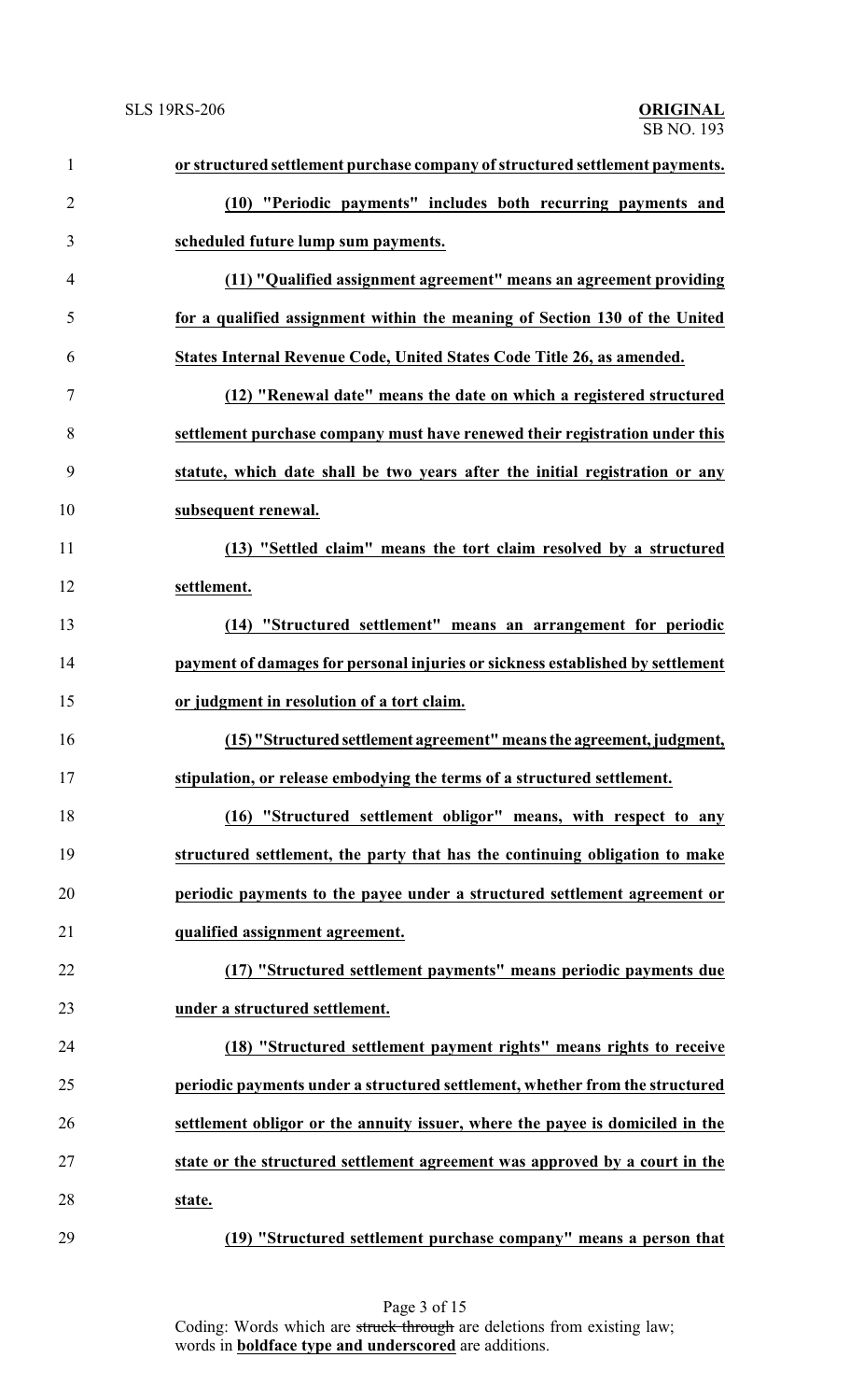**or structured settlement purchase company of structured settlement payments.**

**(10) "Periodic payments" includes both recurring payments and scheduled future lump sum payments.**

**(11) "Qualified assignment agreement" means an agreement providing for a qualified assignment within the meaning of Section 130 of the United States Internal Revenue Code, United States Code Title 26, as amended.**

**(12) "Renewal date" means the date on which a registered structured settlement purchase company must have renewed their registration under this statute, which date shall be two years after the initial registration or any subsequent renewal.**

**(13) "Settled claim" means the tort claim resolved by a structured settlement.**

**(14) "Structured settlement" means an arrangement for periodic payment of damages for personal injuries or sickness established by settlement or judgment in resolution of a tort claim.**

**(15) "Structured settlement agreement" means the agreement, judgment, stipulation, or release embodying the terms of a structured settlement.**

**(16) "Structured settlement obligor" means, with respect to any structured settlement, the party that has the continuing obligation to make periodic payments to the payee under a structured settlement agreement or qualified assignment agreement.**

**(17) "Structured settlement payments" means periodic payments due under a structured settlement.**

**(18) "Structured settlement payment rights" means rights to receive periodic payments under a structured settlement, whether from the structured settlement obligor or the annuity issuer, where the payee is domiciled in the state or the structured settlement agreement was approved by a court in the state.**

**(19) "Structured settlement purchase company" means a person that**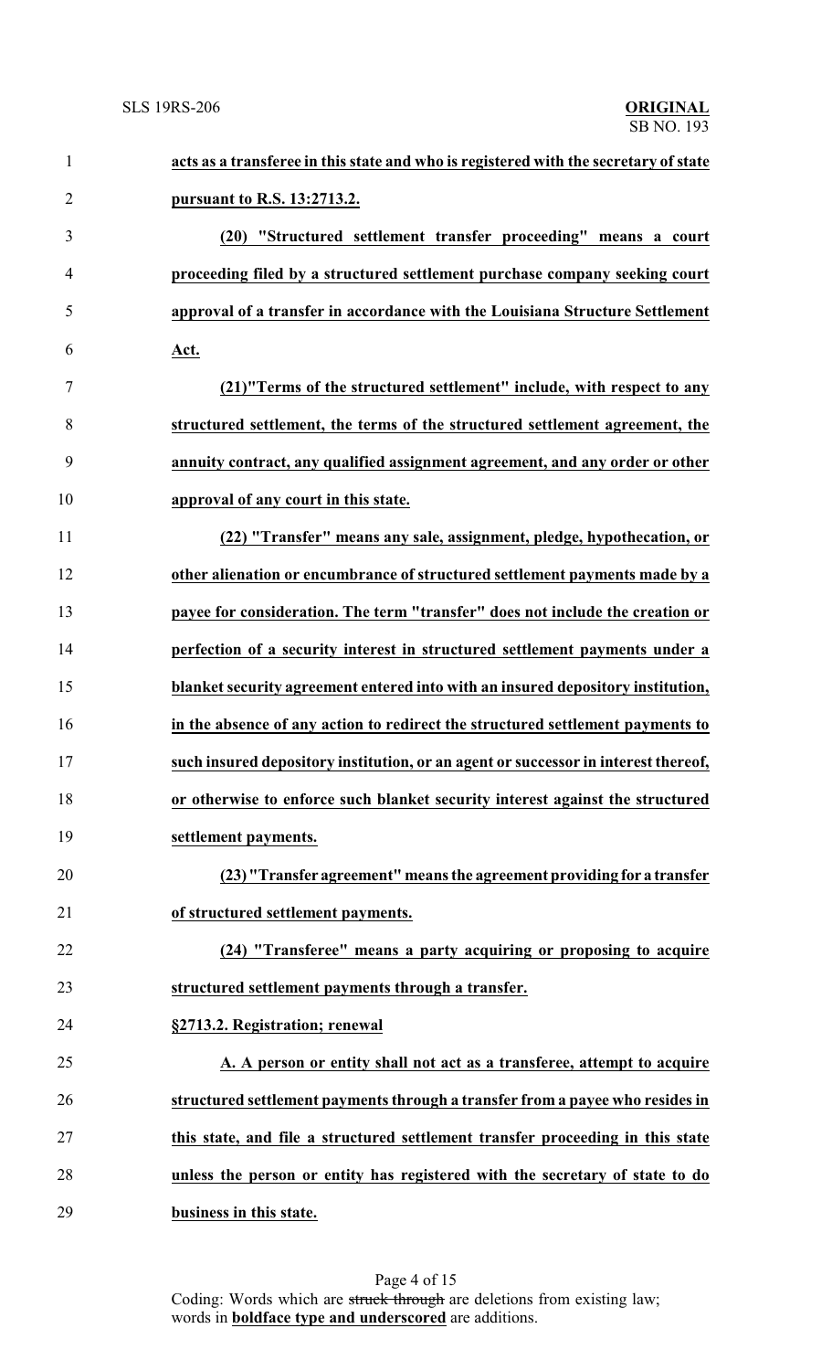**acts as a transferee in this state and who is registered with the secretary of state pursuant to R.S. 13:2713.2.**

**(20) "Structured settlement transfer proceeding" means a court proceeding filed by a structured settlement purchase company seeking court approval of a transfer in accordance with the Louisiana Structure Settlement Act.**

**(21)"Terms of the structured settlement" include, with respect to any structured settlement, the terms of the structured settlement agreement, the annuity contract, any qualified assignment agreement, and any order or other approval of any court in this state.**

**(22) "Transfer" means any sale, assignment, pledge, hypothecation, or other alienation or encumbrance of structured settlement payments made by a payee for consideration. The term "transfer" does not include the creation or perfection of a security interest in structured settlement payments under a blanket security agreement entered into with an insured depository institution, in the absence of any action to redirect the structured settlement payments to such insured depository institution, or an agent or successor in interest thereof, or otherwise to enforce such blanket security interest against the structured settlement payments.**

**(23) "Transfer agreement" means the agreement providing for a transfer of structured settlement payments.**

**(24) "Transferee" means a party acquiring or proposing to acquire structured settlement payments through a transfer.**

**§2713.2. Registration; renewal**

**A. A person or entity shall not act as a transferee, attempt to acquire structured settlement payments through a transfer from a payee who resides in this state, and file a structured settlement transfer proceeding in this state unless the person or entity has registered with the secretary of state to do business in this state.**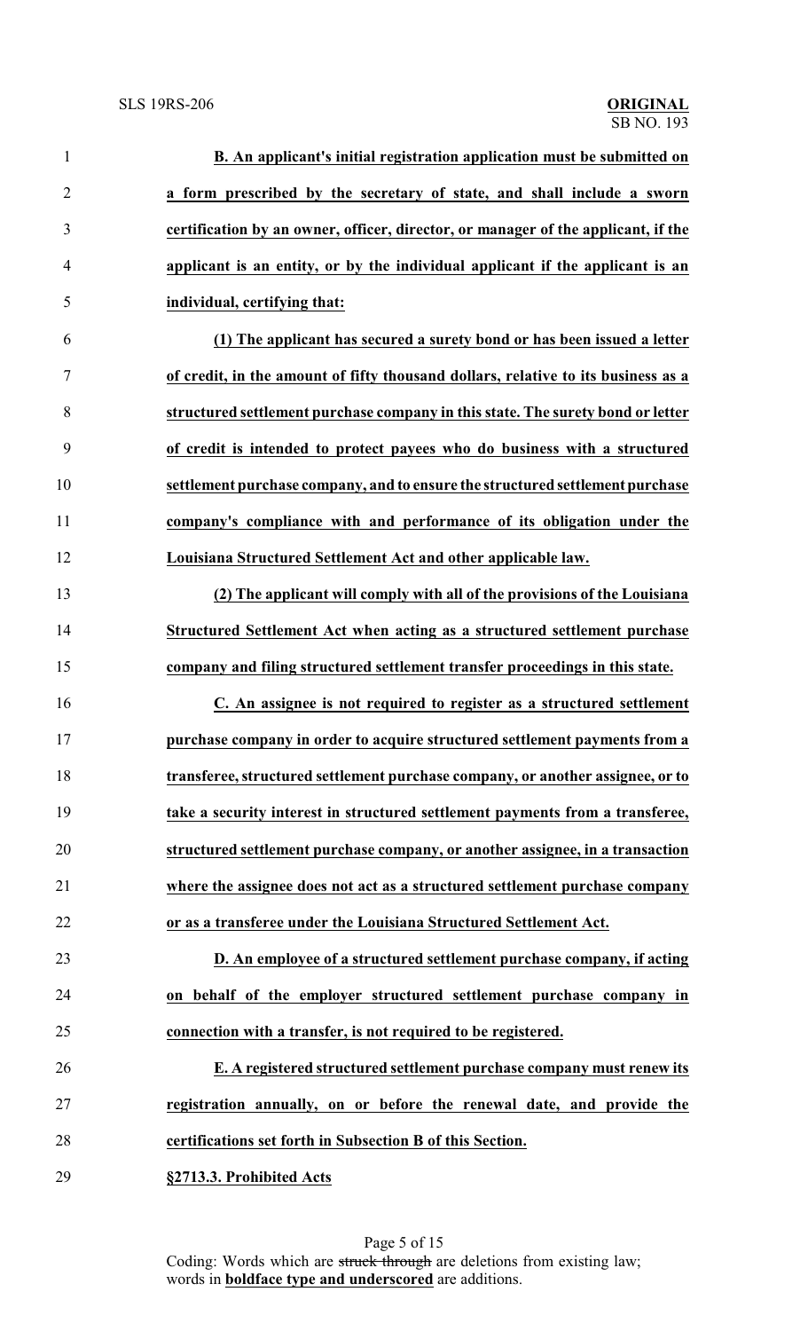**B. An applicant's initial registration application must be submitted on a form prescribed by the secretary of state, and shall include a sworn certification by an owner, officer, director, or manager of the applicant, if the applicant is an entity, or by the individual applicant if the applicant is an individual, certifying that:**

**(1) The applicant has secured a surety bond or has been issued a letter of credit, in the amount of fifty thousand dollars, relative to its business as a structured settlement purchase company in this state. The surety bond or letter of credit is intended to protect payees who do business with a structured settlement purchase company, and to ensure the structured settlement purchase company's compliance with and performance of its obligation under the Louisiana Structured Settlement Act and other applicable law.**

**(2) The applicant will comply with all of the provisions of the Louisiana Structured Settlement Act when acting as a structured settlement purchase company and filing structured settlement transfer proceedings in this state.**

**C. An assignee is not required to register as a structured settlement purchase company in order to acquire structured settlement payments from a transferee, structured settlement purchase company, or another assignee, or to take a security interest in structured settlement payments from a transferee, structured settlement purchase company, or another assignee, in a transaction where the assignee does not act as a structured settlement purchase company or as a transferee under the Louisiana Structured Settlement Act.**

**D. An employee of a structured settlement purchase company, if acting on behalf of the employer structured settlement purchase company in connection with a transfer, is not required to be registered.**

**E. A registered structured settlement purchase company must renew its registration annually, on or before the renewal date, and provide the certifications set forth in Subsection B of this Section.**

**§2713.3. Prohibited Acts**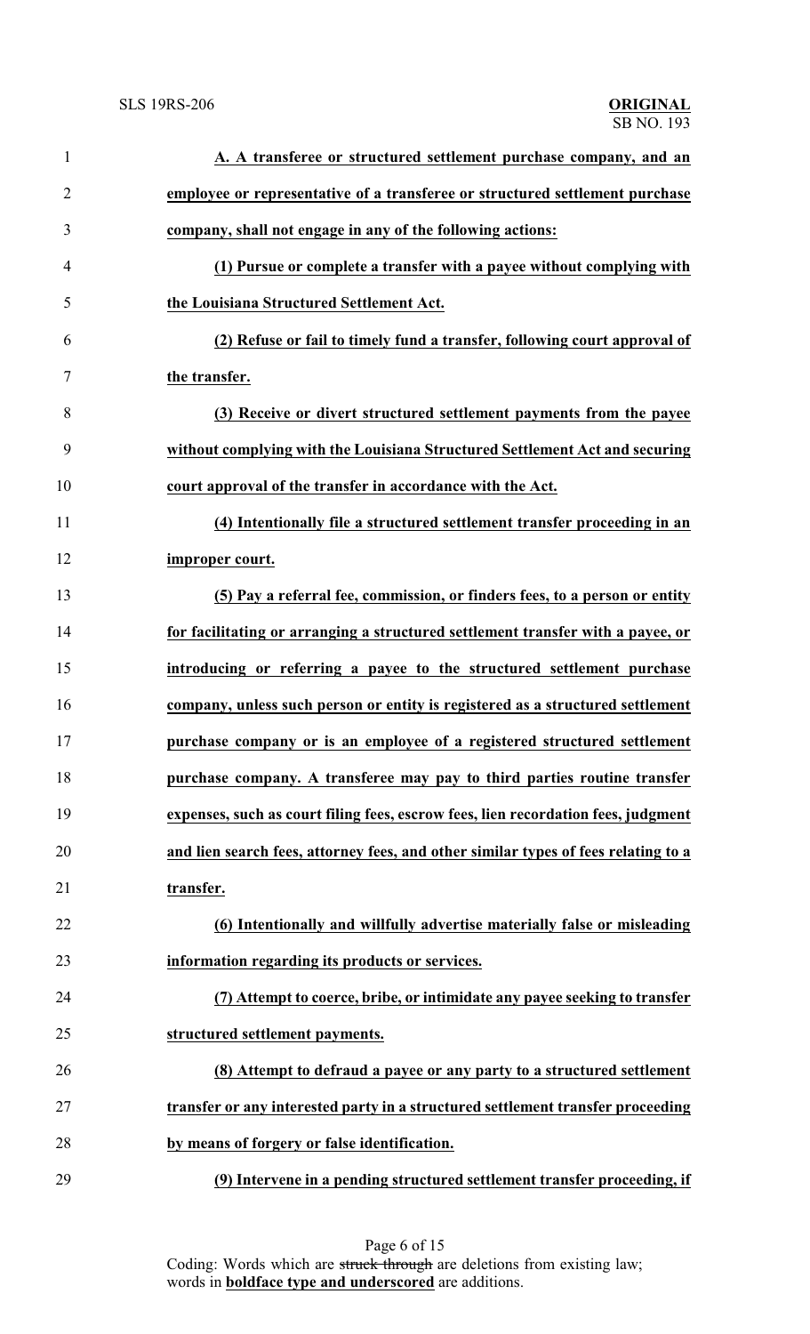**A. A transferee or structured settlement purchase company, and an employee or representative of a transferee or structured settlement purchase company, shall not engage in any of the following actions:**

**(1) Pursue or complete a transfer with a payee without complying with the Louisiana Structured Settlement Act.**

**(2) Refuse or fail to timely fund a transfer, following court approval of the transfer.**

**(3) Receive or divert structured settlement payments from the payee without complying with the Louisiana Structured Settlement Act and securing court approval of the transfer in accordance with the Act.**

**(4) Intentionally file a structured settlement transfer proceeding in an improper court.**

**(5) Pay a referral fee, commission, or finders fees, to a person or entity for facilitating or arranging a structured settlement transfer with a payee, or introducing or referring a payee to the structured settlement purchase company, unless such person or entity is registered as a structured settlement purchase company or is an employee of a registered structured settlement purchase company. A transferee may pay to third parties routine transfer expenses, such as court filing fees, escrow fees, lien recordation fees, judgment and lien search fees, attorney fees, and other similar types of fees relating to a transfer.**

**(6) Intentionally and willfully advertise materially false or misleading information regarding its products or services.**

**(7) Attempt to coerce, bribe, or intimidate any payee seeking to transfer structured settlement payments.**

**(8) Attempt to defraud a payee or any party to a structured settlement transfer or any interested party in a structured settlement transfer proceeding by means of forgery or false identification.**

**(9) Intervene in a pending structured settlement transfer proceeding, if**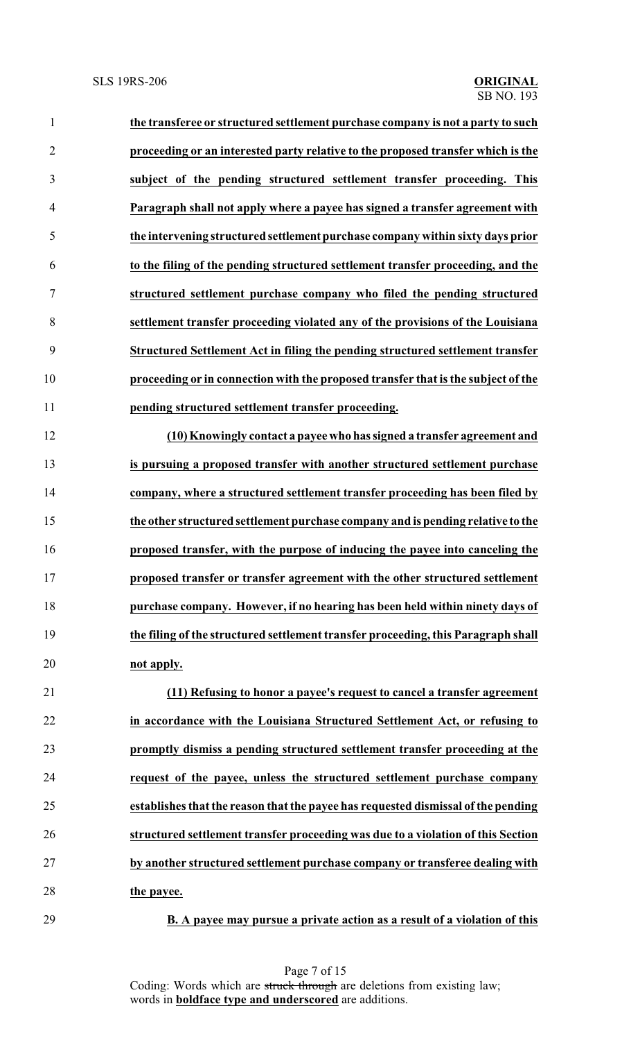**the transferee or structured settlement purchase company is not a party to such proceeding or an interested party relative to the proposed transfer which is the subject of the pending structured settlement transfer proceeding. This Paragraph shall not apply where a payee has signed a transfer agreement with the intervening structured settlement purchase company within sixty days prior to the filing of the pending structured settlement transfer proceeding, and the structured settlement purchase company who filed the pending structured settlement transfer proceeding violated any of the provisions of the Louisiana Structured Settlement Act in filing the pending structured settlement transfer proceeding or in connection with the proposed transfer that is the subject of the pending structured settlement transfer proceeding.**

**(10) Knowingly contact a payee who has signed a transfer agreement and is pursuing a proposed transfer with another structured settlement purchase company, where a structured settlement transfer proceeding has been filed by the other structured settlement purchase company and is pending relative to the proposed transfer, with the purpose of inducing the payee into canceling the proposed transfer or transfer agreement with the other structured settlement purchase company. However, if no hearing has been held within ninety days of the filing of the structured settlement transfer proceeding, this Paragraph shall not apply.**

**(11) Refusing to honor a payee's request to cancel a transfer agreement in accordance with the Louisiana Structured Settlement Act, or refusing to promptly dismiss a pending structured settlement transfer proceeding at the request of the payee, unless the structured settlement purchase company establishes that the reason that the payee has requested dismissal of the pending structured settlement transfer proceeding was due to a violation of this Section by another structured settlement purchase company or transferee dealing with the payee.**

**B. A payee may pursue a private action as a result of a violation of this**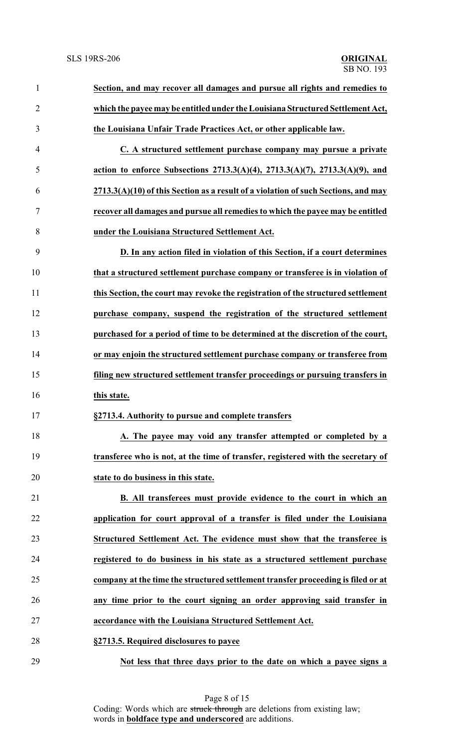**Section, and may recover all damages and pursue all rights and remedies to which the payee may be entitled under the Louisiana Structured Settlement Act, the Louisiana Unfair Trade Practices Act, or other applicable law.**

**C. A structured settlement purchase company may pursue a private action to enforce Subsections 2713.3(A)(4), 2713.3(A)(7), 2713.3(A)(9), and 2713.3(A)(10) of this Section as a result of a violation of such Sections, and may recover all damages and pursue all remedies to which the payee may be entitled under the Louisiana Structured Settlement Act.**

**D. In any action filed in violation of this Section, if a court determines that a structured settlement purchase company or transferee is in violation of this Section, the court may revoke the registration of the structured settlement purchase company, suspend the registration of the structured settlement purchased for a period of time to be determined at the discretion of the court, or may enjoin the structured settlement purchase company or transferee from filing new structured settlement transfer proceedings or pursuing transfers in this state.**

**§2713.4. Authority to pursue and complete transfers**

**A. The payee may void any transfer attempted or completed by a transferee who is not, at the time of transfer, registered with the secretary of state to do business in this state.**

**B. All transferees must provide evidence to the court in which an application for court approval of a transfer is filed under the Louisiana Structured Settlement Act. The evidence must show that the transferee is registered to do business in his state as a structured settlement purchase company at the time the structured settlement transfer proceeding is filed or at any time prior to the court signing an order approving said transfer in accordance with the Louisiana Structured Settlement Act.**

**§2713.5. Required disclosures to payee**

**Not less that three days prior to the date on which a payee signs a**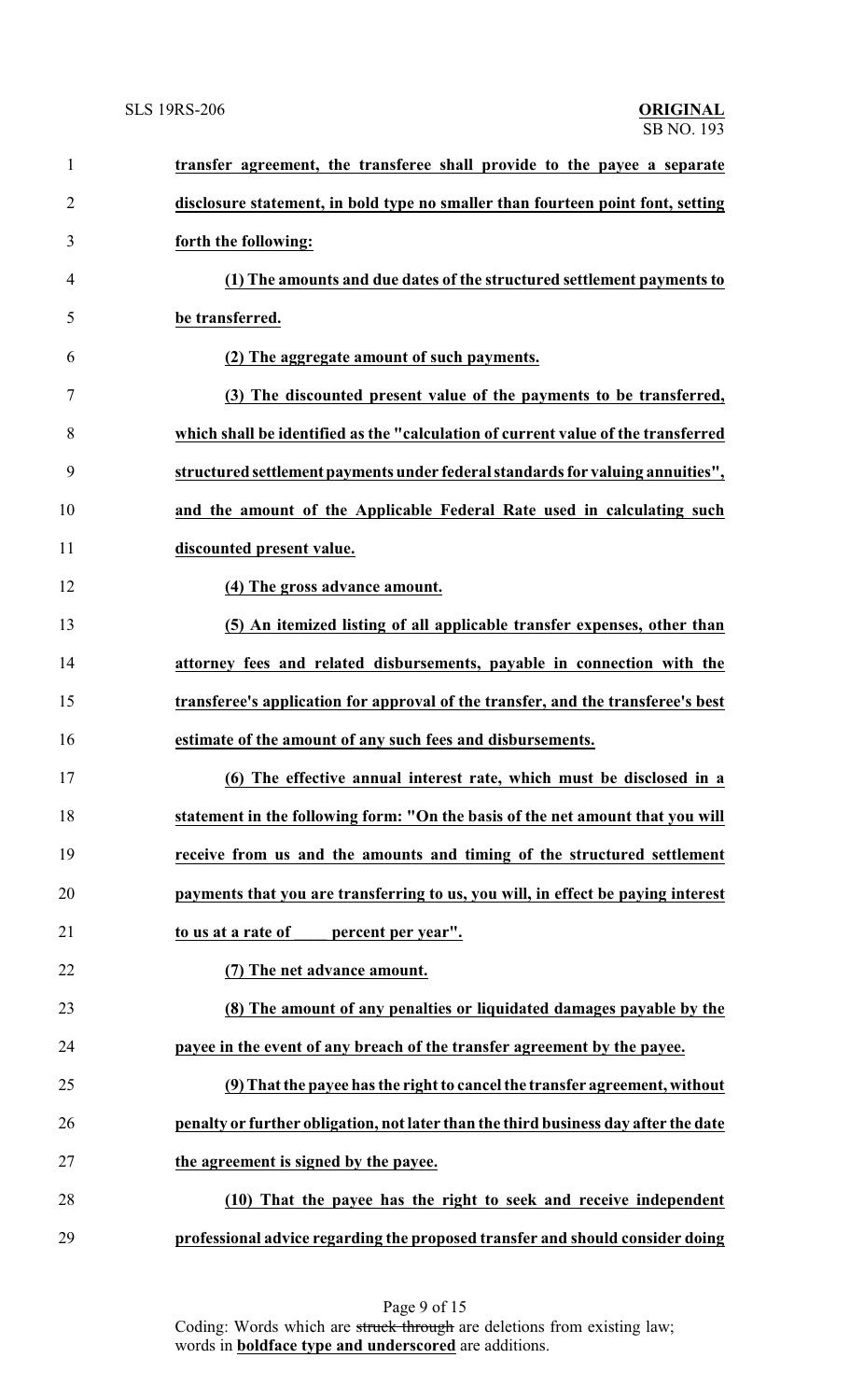**transfer agreement, the transferee shall provide to the payee a separate disclosure statement, in bold type no smaller than fourteen point font, setting forth the following:**

**(1) The amounts and due dates of the structured settlement payments to be transferred.**

**(2) The aggregate amount of such payments.**

**(3) The discounted present value of the payments to be transferred, which shall be identified as the "calculation of current value of the transferred structured settlement payments under federal standards for valuing annuities", and the amount of the Applicable Federal Rate used in calculating such discounted present value.**

**(4) The gross advance amount.**

**(5) An itemized listing of all applicable transfer expenses, other than attorney fees and related disbursements, payable in connection with the transferee's application for approval of the transfer, and the transferee's best estimate of the amount of any such fees and disbursements.**

**(6) The effective annual interest rate, which must be disclosed in a statement in the following form: "On the basis of the net amount that you will receive from us and the amounts and timing of the structured settlement payments that you are transferring to us, you will, in effect be paying interest to us at a rate of ____ percent per year".**

**(7) The net advance amount.**

**(8) The amount of any penalties or liquidated damages payable by the payee in the event of any breach of the transfer agreement by the payee.**

**(9) That the payee has the right to cancel the transfer agreement, without penalty or further obligation, not later than the third business day after the date the agreement is signed by the payee.**

**(10) That the payee has the right to seek and receive independent professional advice regarding the proposed transfer and should consider doing**

Coding: Words which are ~~struck through~~ are deletions from existing law; words in **boldface type and underscored** are additions.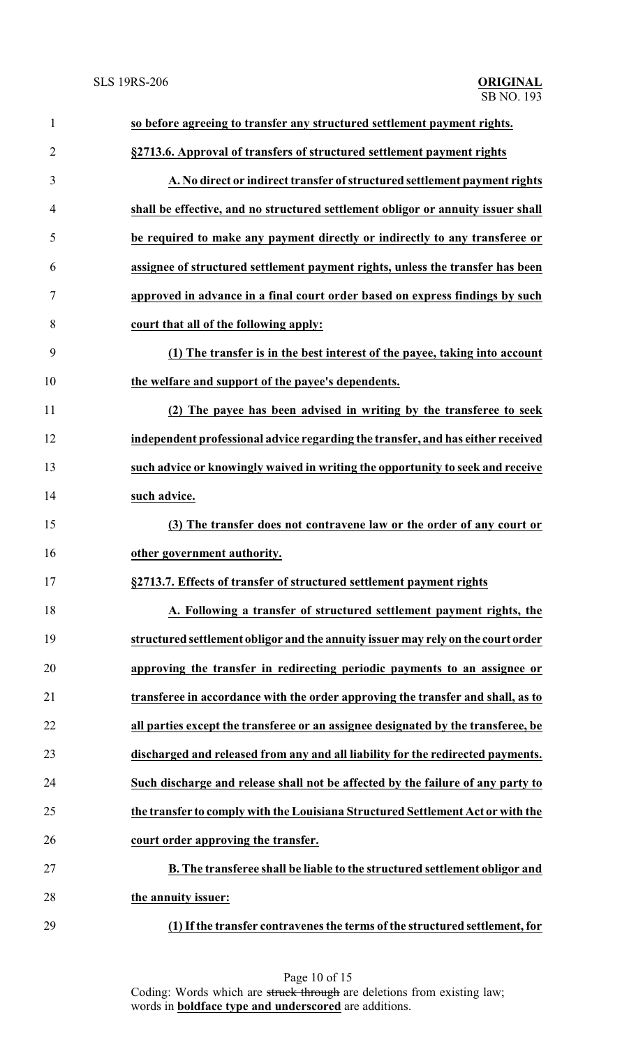**so before agreeing to transfer any structured settlement payment rights.**

**§2713.6. Approval of transfers of structured settlement payment rights**

**A. No direct or indirect transfer of structured settlement payment rights shall be effective, and no structured settlement obligor or annuity issuer shall be required to make any payment directly or indirectly to any transferee or assignee of structured settlement payment rights, unless the transfer has been approved in advance in a final court order based on express findings by such court that all of the following apply:**

**(1) The transfer is in the best interest of the payee, taking into account the welfare and support of the payee's dependents.**

**(2) The payee has been advised in writing by the transferee to seek independent professional advice regarding the transfer, and has either received such advice or knowingly waived in writing the opportunity to seek and receive such advice.**

**(3) The transfer does not contravene law or the order of any court or other government authority.**

**§2713.7. Effects of transfer of structured settlement payment rights**

**A. Following a transfer of structured settlement payment rights, the structured settlement obligor and the annuity issuer may rely on the court order approving the transfer in redirecting periodic payments to an assignee or transferee in accordance with the order approving the transfer and shall, as to all parties except the transferee or an assignee designated by the transferee, be discharged and released from any and all liability for the redirected payments. Such discharge and release shall not be affected by the failure of any party to the transfer to comply with the Louisiana Structured Settlement Act or with the court order approving the transfer.**

**B. The transferee shall be liable to the structured settlement obligor and the annuity issuer:**

**(1) If the transfer contravenes the terms of the structured settlement, for**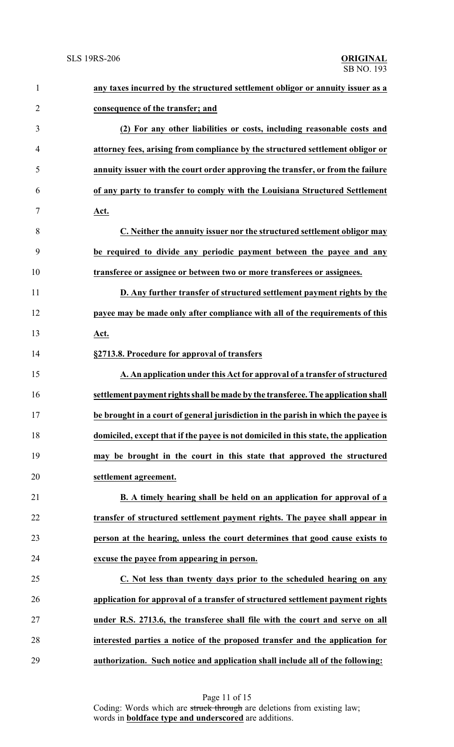**any taxes incurred by the structured settlement obligor or annuity issuer as a consequence of the transfer; and**

**(2) For any other liabilities or costs, including reasonable costs and attorney fees, arising from compliance by the structured settlement obligor or annuity issuer with the court order approving the transfer, or from the failure of any party to transfer to comply with the Louisiana Structured Settlement Act.**

**C. Neither the annuity issuer nor the structured settlement obligor may be required to divide any periodic payment between the payee and any transferee or assignee or between two or more transferees or assignees.**

**D. Any further transfer of structured settlement payment rights by the payee may be made only after compliance with all of the requirements of this Act.**

**§2713.8. Procedure for approval of transfers**

**A. An application under this Act for approval of a transfer of structured settlement payment rights shall be made by the transferee. The application shall be brought in a court of general jurisdiction in the parish in which the payee is domiciled, except that if the payee is not domiciled in this state, the application may be brought in the court in this state that approved the structured settlement agreement.**

**B. A timely hearing shall be held on an application for approval of a transfer of structured settlement payment rights. The payee shall appear in person at the hearing, unless the court determines that good cause exists to excuse the payee from appearing in person.**

**C. Not less than twenty days prior to the scheduled hearing on any application for approval of a transfer of structured settlement payment rights under R.S. 2713.6, the transferee shall file with the court and serve on all interested parties a notice of the proposed transfer and the application for authorization. Such notice and application shall include all of the following:**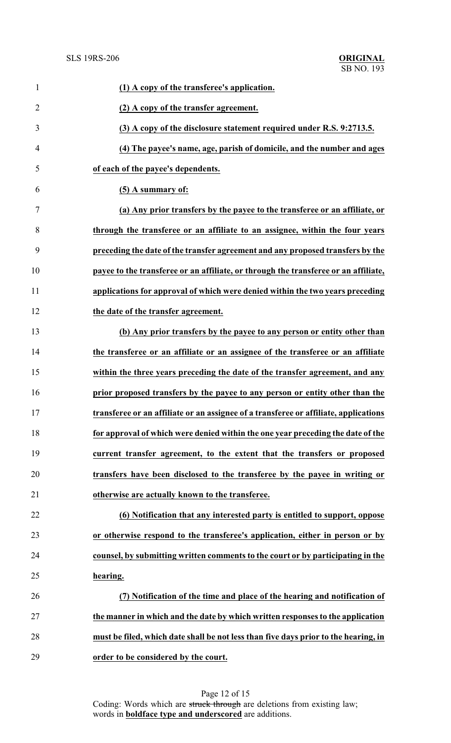**(1) A copy of the transferee's application.**

**(2) A copy of the transfer agreement.**

**(3) A copy of the disclosure statement required under R.S. 9:2713.5.**

**(4) The payee's name, age, parish of domicile, and the number and ages of each of the payee's dependents.**

**(5) A summary of:**

**(a) Any prior transfers by the payee to the transferee or an affiliate, or through the transferee or an affiliate to an assignee, within the four years preceding the date of the transfer agreement and any proposed transfers by the payee to the transferee or an affiliate, or through the transferee or an affiliate, applications for approval of which were denied within the two years preceding the date of the transfer agreement.**

**(b) Any prior transfers by the payee to any person or entity other than the transferee or an affiliate or an assignee of the transferee or an affiliate within the three years preceding the date of the transfer agreement, and any prior proposed transfers by the payee to any person or entity other than the transferee or an affiliate or an assignee of a transferee or affiliate, applications for approval of which were denied within the one year preceding the date of the current transfer agreement, to the extent that the transfers or proposed transfers have been disclosed to the transferee by the payee in writing or otherwise are actually known to the transferee.**

**(6) Notification that any interested party is entitled to support, oppose or otherwise respond to the transferee's application, either in person or by counsel, by submitting written comments to the court or by participating in the hearing.**

**(7) Notification of the time and place of the hearing and notification of the manner in which and the date by which written responses to the application must be filed, which date shall be not less than five days prior to the hearing, in order to be considered by the court.**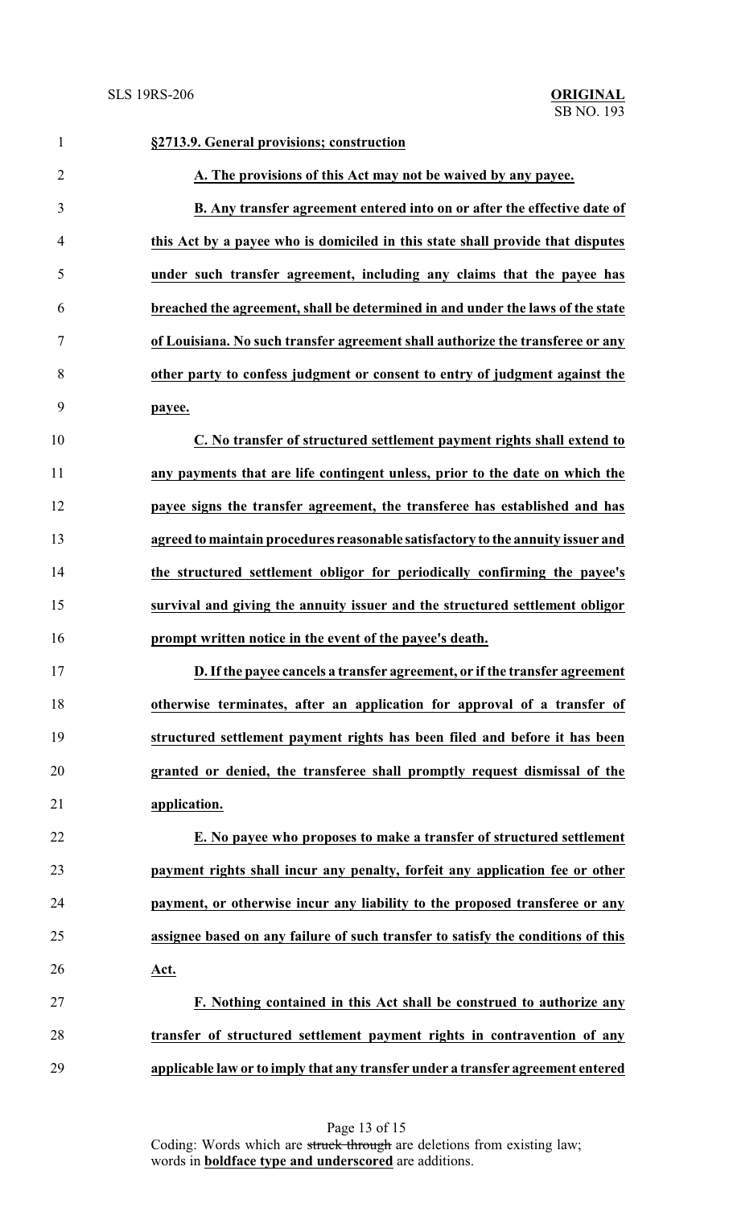**§2713.9. General provisions; construction**

**A. The provisions of this Act may not be waived by any payee.**

**B. Any transfer agreement entered into on or after the effective date of this Act by a payee who is domiciled in this state shall provide that disputes under such transfer agreement, including any claims that the payee has breached the agreement, shall be determined in and under the laws of the state of Louisiana. No such transfer agreement shall authorize the transferee or any other party to confess judgment or consent to entry of judgment against the payee.**

**C. No transfer of structured settlement payment rights shall extend to any payments that are life contingent unless, prior to the date on which the payee signs the transfer agreement, the transferee has established and has agreed to maintain procedures reasonable satisfactory to the annuity issuer and the structured settlement obligor for periodically confirming the payee's survival and giving the annuity issuer and the structured settlement obligor prompt written notice in the event of the payee's death.**

**D. If the payee cancels a transfer agreement, or if the transfer agreement otherwise terminates, after an application for approval of a transfer of structured settlement payment rights has been filed and before it has been granted or denied, the transferee shall promptly request dismissal of the application.**

**E. No payee who proposes to make a transfer of structured settlement payment rights shall incur any penalty, forfeit any application fee or other payment, or otherwise incur any liability to the proposed transferee or any assignee based on any failure of such transfer to satisfy the conditions of this Act.**

**F. Nothing contained in this Act shall be construed to authorize any transfer of structured settlement payment rights in contravention of any applicable law or to imply that any transfer under a transfer agreement entered**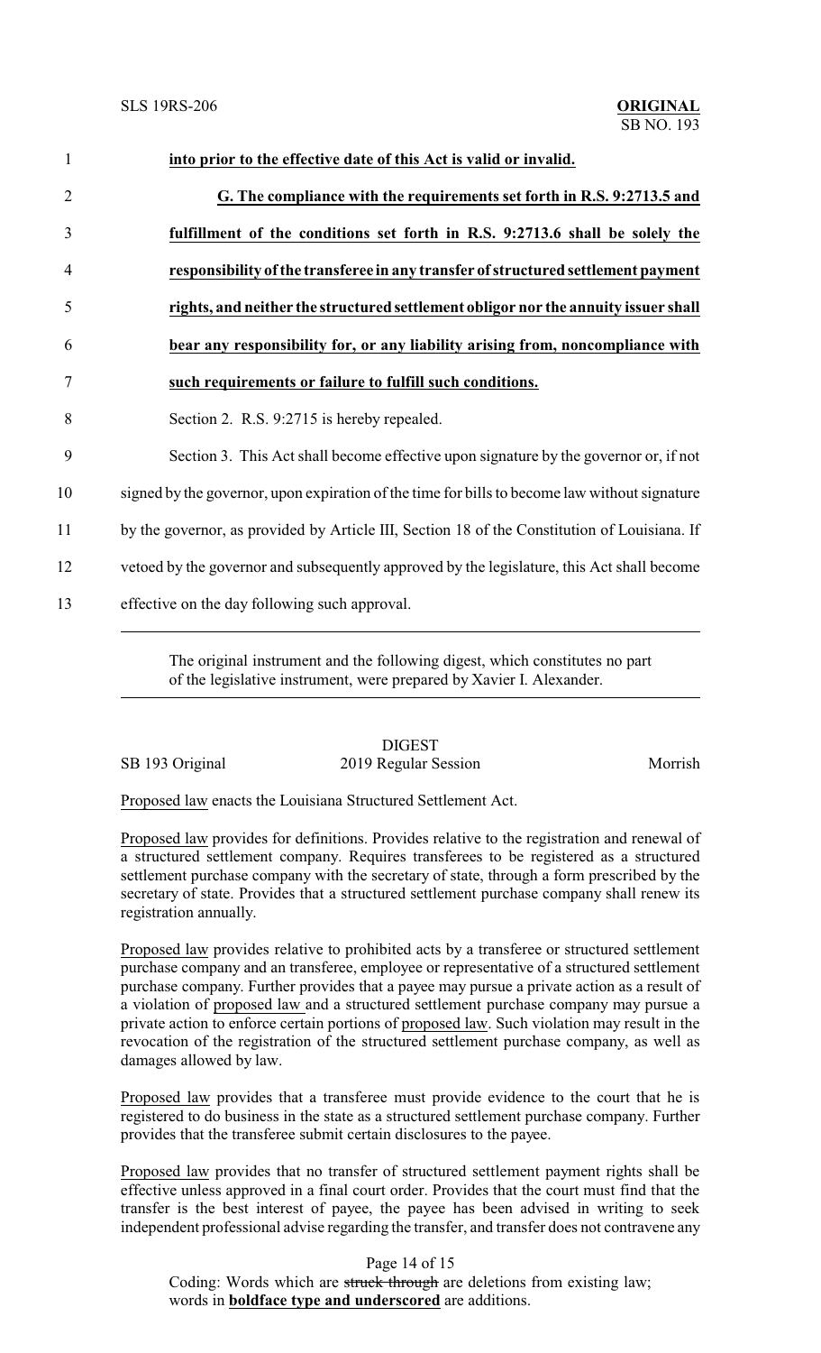1 **into prior to the effective date of this Act is valid or invalid.**

2 **G. The compliance with the requirements set forth in R.S. 9:2713.5 and**

3 **fulfillment of the conditions set forth in R.S. 9:2713.6 shall be solely the**

4 **responsibility of the transferee in any transfer of structured settlement payment**

5 **rights, and neither the structured settlement obligor nor the annuity issuer shall**

6 **bear any responsibility for, or any liability arising from, noncompliance with**

7 **such requirements or failure to fulfill such conditions.**

8 Section 2. R.S. 9:2715 is hereby repealed.

9 Section 3. This Act shall become effective upon signature by the governor or, if not

10 signed by the governor, upon expiration of the time for bills to become law without signature

11 by the governor, as provided by Article III, Section 18 of the Constitution of Louisiana. If

12 vetoed by the governor and subsequently approved by the legislature, this Act shall become

13 effective on the day following such approval.

---

The original instrument and the following digest, which constitutes no part of the legislative instrument, were prepared by Xavier I. Alexander.

---

DIGEST

SB 193 Original — 2019 Regular Session — Morrish

Proposed law enacts the Louisiana Structured Settlement Act.

Proposed law provides for definitions. Provides relative to the registration and renewal of a structured settlement company. Requires transferees to be registered as a structured settlement purchase company with the secretary of state, through a form prescribed by the secretary of state. Provides that a structured settlement purchase company shall renew its registration annually.

Proposed law provides relative to prohibited acts by a transferee or structured settlement purchase company and an transferee, employee or representative of a structured settlement purchase company. Further provides that a payee may pursue a private action as a result of a violation of proposed law and a structured settlement purchase company may pursue a private action to enforce certain portions of proposed law. Such violation may result in the revocation of the registration of the structured settlement purchase company, as well as damages allowed by law.

Proposed law provides that a transferee must provide evidence to the court that he is registered to do business in the state as a structured settlement purchase company. Further provides that the transferee submit certain disclosures to the payee.

Proposed law provides that no transfer of structured settlement payment rights shall be effective unless approved in a final court order. Provides that the court must find that the transfer is the best interest of payee, the payee has been advised in writing to seek independent professional advise regarding the transfer, and transfer does not contravene any

Coding: Words which are ~~struck through~~ are deletions from existing law; words in **boldface type and underscored** are additions.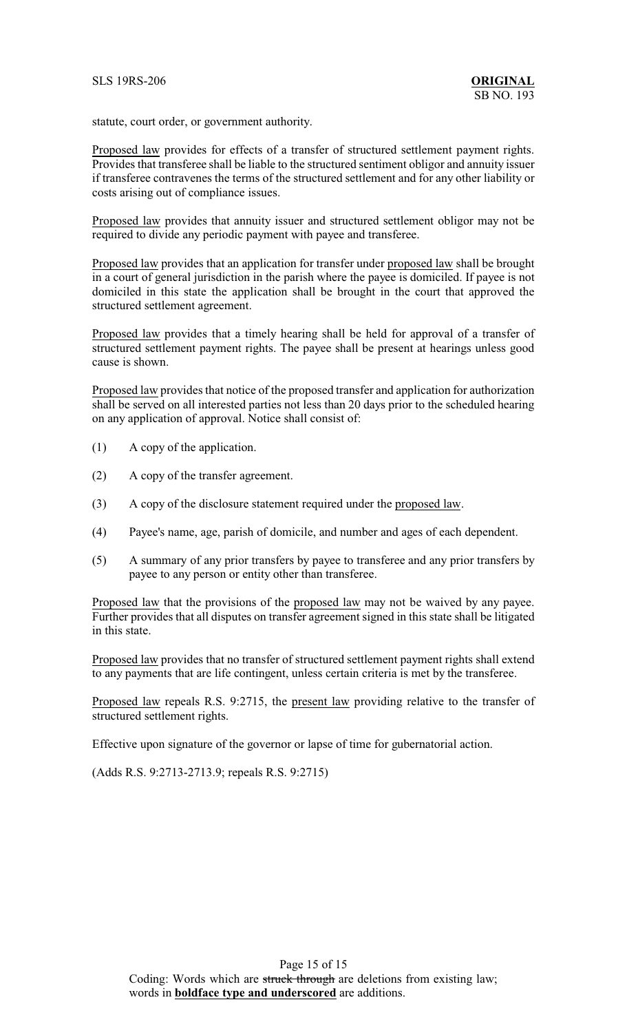statute, court order, or government authority.

Proposed law provides for effects of a transfer of structured settlement payment rights. Provides that transferee shall be liable to the structured sentiment obligor and annuity issuer if transferee contravenes the terms of the structured settlement and for any other liability or costs arising out of compliance issues.

Proposed law provides that annuity issuer and structured settlement obligor may not be required to divide any periodic payment with payee and transferee.

Proposed law provides that an application for transfer under proposed law shall be brought in a court of general jurisdiction in the parish where the payee is domiciled. If payee is not domiciled in this state the application shall be brought in the court that approved the structured settlement agreement.

Proposed law provides that a timely hearing shall be held for approval of a transfer of structured settlement payment rights. The payee shall be present at hearings unless good cause is shown.

Proposed law provides that notice of the proposed transfer and application for authorization shall be served on all interested parties not less than 20 days prior to the scheduled hearing on any application of approval. Notice shall consist of:

(1) A copy of the application.

(2) A copy of the transfer agreement.

(3) A copy of the disclosure statement required under the proposed law.

(4) Payee's name, age, parish of domicile, and number and ages of each dependent.

(5) A summary of any prior transfers by payee to transferee and any prior transfers by payee to any person or entity other than transferee.

Proposed law that the provisions of the proposed law may not be waived by any payee. Further provides that all disputes on transfer agreement signed in this state shall be litigated in this state.

Proposed law provides that no transfer of structured settlement payment rights shall extend to any payments that are life contingent, unless certain criteria is met by the transferee.

Proposed law repeals R.S. 9:2715, the present law providing relative to the transfer of structured settlement rights.

Effective upon signature of the governor or lapse of time for gubernatorial action.

(Adds R.S. 9:2713-2713.9; repeals R.S. 9:2715)